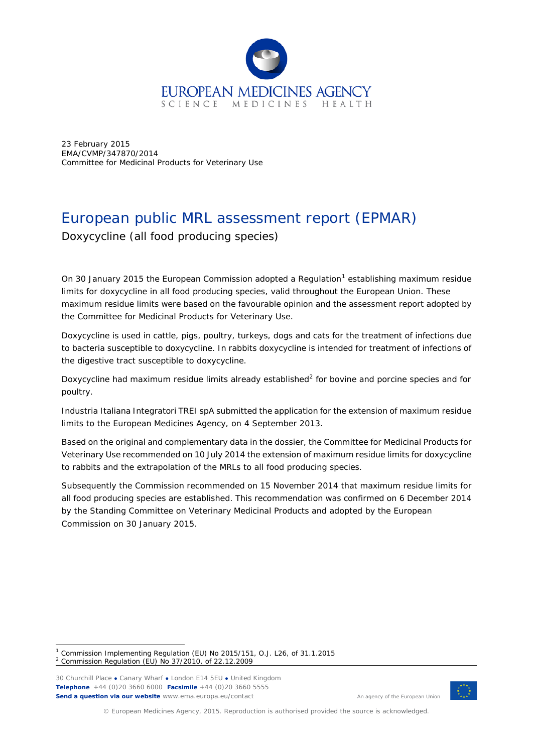23 February 2015
EMA/CVMP/347870/2014
Committee for Medicinal Products for Veterinary Use

# European public MRL assessment report (EPMAR)

## Doxycycline (all food producing species)

On 30 January 2015 the European Commission adopted a Regulation[1] establishing maximum residue limits for doxycycline in all food producing species, valid throughout the European Union. These maximum residue limits were based on the favourable opinion and the assessment report adopted by the Committee for Medicinal Products for Veterinary Use.

Doxycycline is used in cattle, pigs, poultry, turkeys, dogs and cats for the treatment of infections due to bacteria susceptible to doxycycline. In rabbits doxycycline is intended for treatment of infections of the digestive tract susceptible to doxycycline.

Doxycycline had maximum residue limits already established[2] for bovine and porcine species and for poultry.

Industria Italiana Integratori TREI spA submitted the application for the extension of maximum residue limits to the European Medicines Agency, on 4 September 2013.

Based on the original and complementary data in the dossier, the Committee for Medicinal Products for Veterinary Use recommended on 10 July 2014 the extension of maximum residue limits for doxycycline to rabbits and the extrapolation of the MRLs to all food producing species.

Subsequently the Commission recommended on 15 November 2014 that maximum residue limits for all food producing species are established. This recommendation was confirmed on 6 December 2014 by the Standing Committee on Veterinary Medicinal Products and adopted by the European Commission on 30 January 2015.

---

[1] Commission Implementing Regulation (EU) No 2015/151, O.J. L26, of 31.1.2015

[2] Commission Regulation (EU) No 37/2010, of 22.12.2009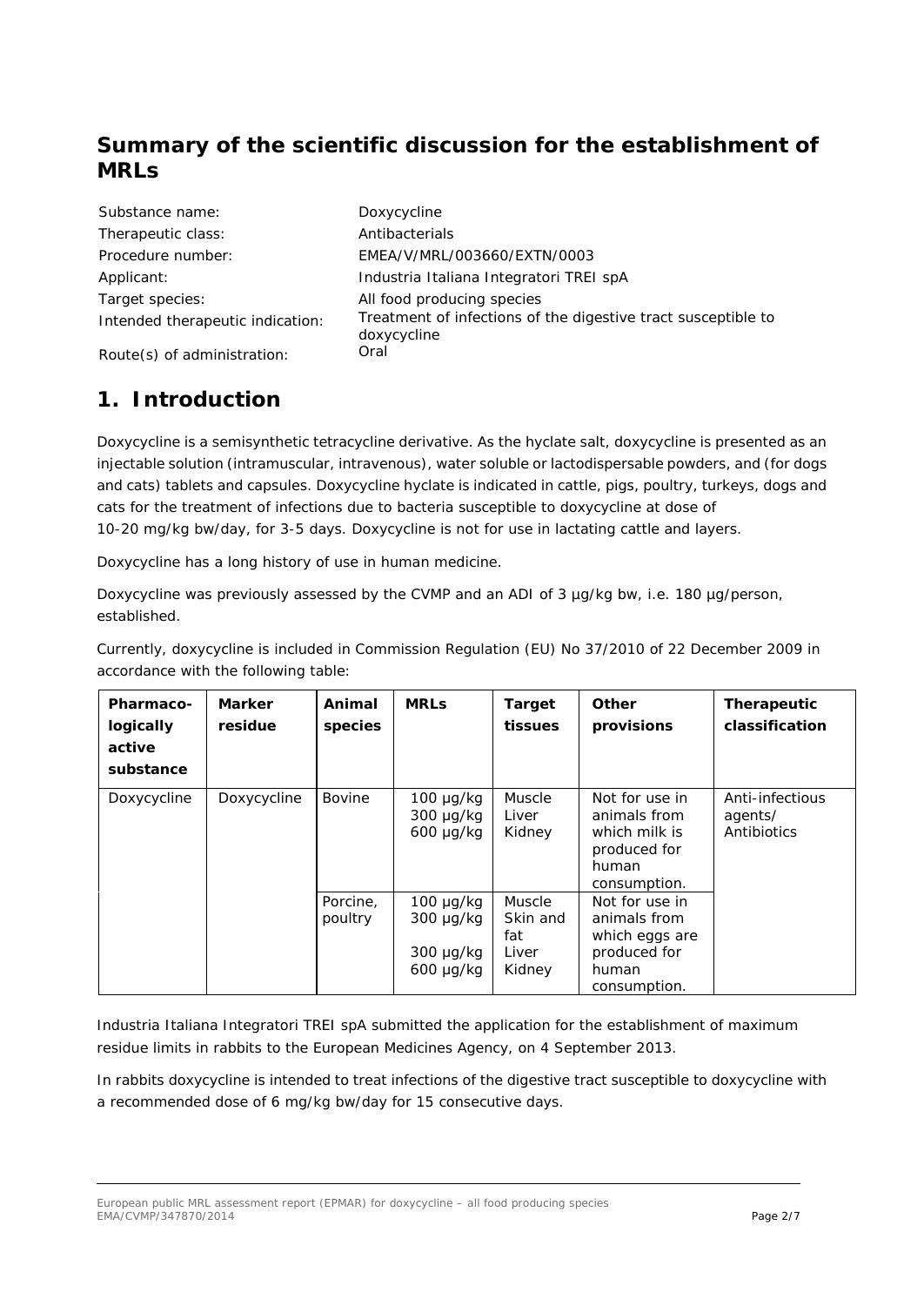## Summary of the scientific discussion for the establishment of MRLs

| | |
|---|---|
| Substance name: | Doxycycline |
| Therapeutic class: | Antibacterials |
| Procedure number: | EMEA/V/MRL/003660/EXTN/0003 |
| Applicant: | Industria Italiana Integratori TREI spA |
| Target species: | All food producing species |
| Intended therapeutic indication: | Treatment of infections of the digestive tract susceptible to doxycycline |
| Route(s) of administration: | Oral |

## 1. Introduction

Doxycycline is a semisynthetic tetracycline derivative. As the hyclate salt, doxycycline is presented as an injectable solution (intramuscular, intravenous), water soluble or lactodispersable powders, and (for dogs and cats) tablets and capsules. Doxycycline hyclate is indicated in cattle, pigs, poultry, turkeys, dogs and cats for the treatment of infections due to bacteria susceptible to doxycycline at dose of 10-20 mg/kg bw/day, for 3-5 days. Doxycycline is not for use in lactating cattle and layers.

Doxycycline has a long history of use in human medicine.

Doxycycline was previously assessed by the CVMP and an ADI of 3 µg/kg bw, i.e. 180 µg/person, established.

Currently, doxycycline is included in Commission Regulation (EU) No 37/2010 of 22 December 2009 in accordance with the following table:

| Pharmaco-logically active substance | Marker residue | Animal species | MRLs | Target tissues | Other provisions | Therapeutic classification |
|---|---|---|---|---|---|---|
| Doxycycline | Doxycycline | Bovine | 100 µg/kg<br>300 µg/kg<br>600 µg/kg | Muscle<br>Liver<br>Kidney | Not for use in animals from which milk is produced for human consumption. | Anti-infectious agents/ Antibiotics |
| | | Porcine, poultry | 100 µg/kg<br>300 µg/kg<br>300 µg/kg<br>600 µg/kg | Muscle<br>Skin and fat<br>Liver<br>Kidney | Not for use in animals from which eggs are produced for human consumption. | |

Industria Italiana Integratori TREI spA submitted the application for the establishment of maximum residue limits in rabbits to the European Medicines Agency, on 4 September 2013.

In rabbits doxycycline is intended to treat infections of the digestive tract susceptible to doxycycline with a recommended dose of 6 mg/kg bw/day for 15 consecutive days.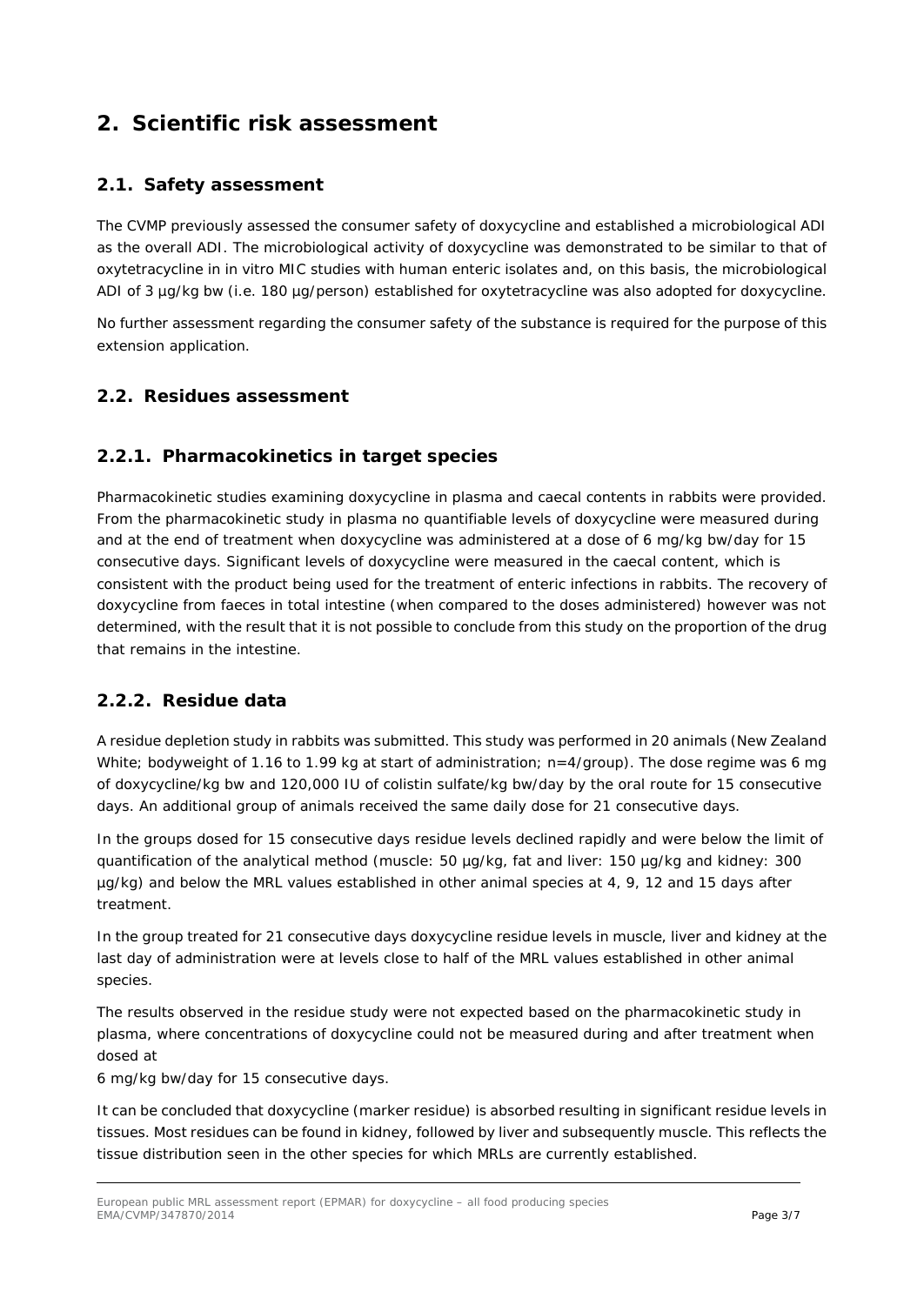# 2. Scientific risk assessment

## 2.1. Safety assessment

The CVMP previously assessed the consumer safety of doxycycline and established a microbiological ADI as the overall ADI. The microbiological activity of doxycycline was demonstrated to be similar to that of oxytetracycline in in vitro MIC studies with human enteric isolates and, on this basis, the microbiological ADI of 3 µg/kg bw (i.e. 180 µg/person) established for oxytetracycline was also adopted for doxycycline.

No further assessment regarding the consumer safety of the substance is required for the purpose of this extension application.

## 2.2. Residues assessment

### 2.2.1. Pharmacokinetics in target species

Pharmacokinetic studies examining doxycycline in plasma and caecal contents in rabbits were provided. From the pharmacokinetic study in plasma no quantifiable levels of doxycycline were measured during and at the end of treatment when doxycycline was administered at a dose of 6 mg/kg bw/day for 15 consecutive days. Significant levels of doxycycline were measured in the caecal content, which is consistent with the product being used for the treatment of enteric infections in rabbits. The recovery of doxycycline from faeces in total intestine (when compared to the doses administered) however was not determined, with the result that it is not possible to conclude from this study on the proportion of the drug that remains in the intestine.

### 2.2.2. Residue data

A residue depletion study in rabbits was submitted. This study was performed in 20 animals (New Zealand White; bodyweight of 1.16 to 1.99 kg at start of administration; n=4/group). The dose regime was 6 mg of doxycycline/kg bw and 120,000 IU of colistin sulfate/kg bw/day by the oral route for 15 consecutive days. An additional group of animals received the same daily dose for 21 consecutive days.

In the groups dosed for 15 consecutive days residue levels declined rapidly and were below the limit of quantification of the analytical method (muscle: 50 µg/kg, fat and liver: 150 µg/kg and kidney: 300 µg/kg) and below the MRL values established in other animal species at 4, 9, 12 and 15 days after treatment.

In the group treated for 21 consecutive days doxycycline residue levels in muscle, liver and kidney at the last day of administration were at levels close to half of the MRL values established in other animal species.

The results observed in the residue study were not expected based on the pharmacokinetic study in plasma, where concentrations of doxycycline could not be measured during and after treatment when dosed at
6 mg/kg bw/day for 15 consecutive days.

It can be concluded that doxycycline (marker residue) is absorbed resulting in significant residue levels in tissues. Most residues can be found in kidney, followed by liver and subsequently muscle. This reflects the tissue distribution seen in the other species for which MRLs are currently established.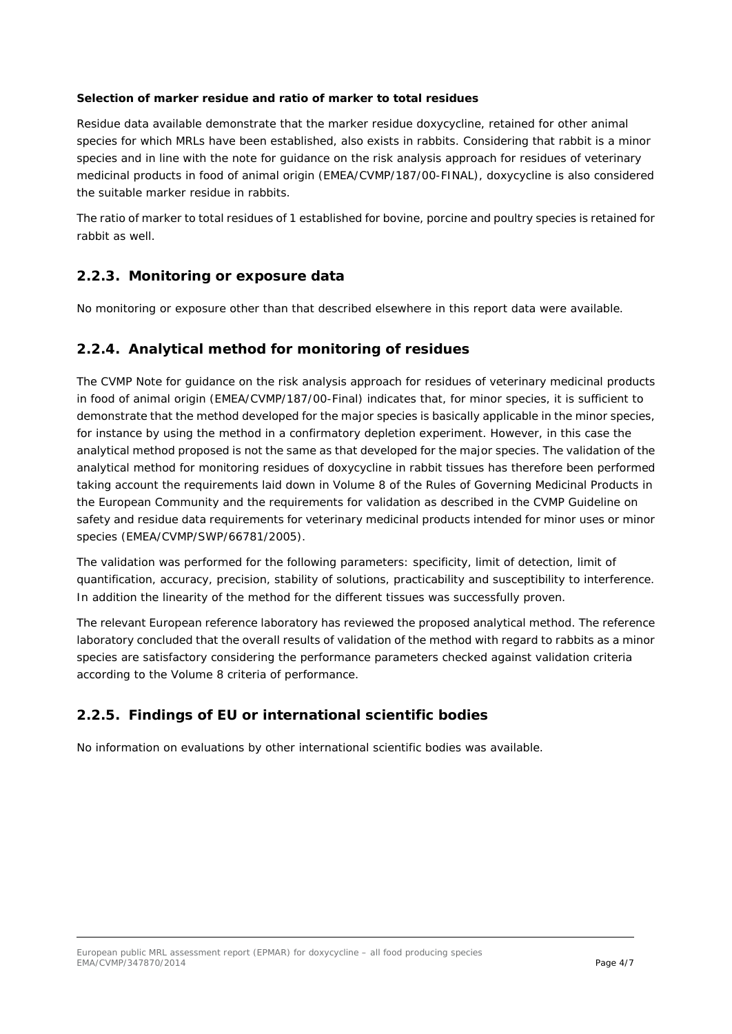**Selection of marker residue and ratio of marker to total residues**

Residue data available demonstrate that the marker residue doxycycline, retained for other animal species for which MRLs have been established, also exists in rabbits. Considering that rabbit is a minor species and in line with the note for guidance on the risk analysis approach for residues of veterinary medicinal products in food of animal origin (EMEA/CVMP/187/00-FINAL), doxycycline is also considered the suitable marker residue in rabbits.

The ratio of marker to total residues of 1 established for bovine, porcine and poultry species is retained for rabbit as well.

## 2.2.3. Monitoring or exposure data

No monitoring or exposure other than that described elsewhere in this report data were available.

## 2.2.4. Analytical method for monitoring of residues

The CVMP Note for guidance on the risk analysis approach for residues of veterinary medicinal products in food of animal origin (EMEA/CVMP/187/00-Final) indicates that, for minor species, it is sufficient to demonstrate that the method developed for the major species is basically applicable in the minor species, for instance by using the method in a confirmatory depletion experiment. However, in this case the analytical method proposed is not the same as that developed for the major species. The validation of the analytical method for monitoring residues of doxycycline in rabbit tissues has therefore been performed taking account the requirements laid down in Volume 8 of the Rules of Governing Medicinal Products in the European Community and the requirements for validation as described in the CVMP Guideline on safety and residue data requirements for veterinary medicinal products intended for minor uses or minor species (EMEA/CVMP/SWP/66781/2005).

The validation was performed for the following parameters: specificity, limit of detection, limit of quantification, accuracy, precision, stability of solutions, practicability and susceptibility to interference. In addition the linearity of the method for the different tissues was successfully proven.

The relevant European reference laboratory has reviewed the proposed analytical method. The reference laboratory concluded that the overall results of validation of the method with regard to rabbits as a minor species are satisfactory considering the performance parameters checked against validation criteria according to the Volume 8 criteria of performance.

## 2.2.5. Findings of EU or international scientific bodies

No information on evaluations by other international scientific bodies was available.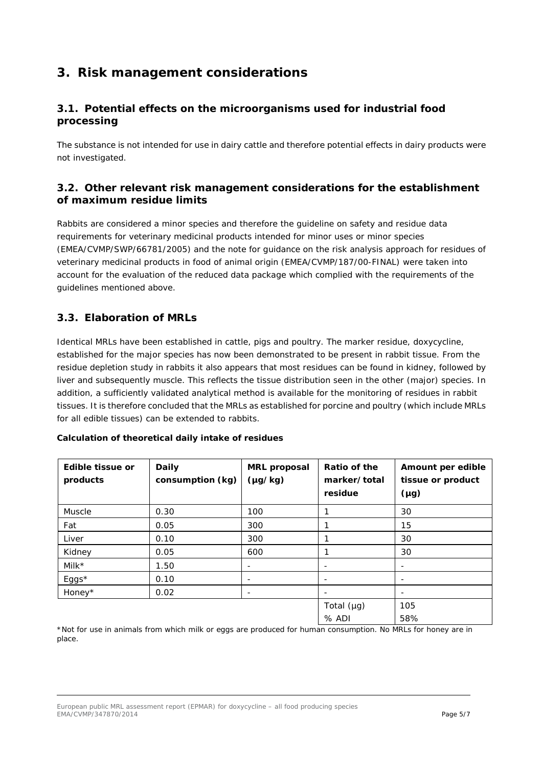# 3. Risk management considerations

## 3.1. Potential effects on the microorganisms used for industrial food processing

The substance is not intended for use in dairy cattle and therefore potential effects in dairy products were not investigated.

## 3.2. Other relevant risk management considerations for the establishment of maximum residue limits

Rabbits are considered a minor species and therefore the guideline on safety and residue data requirements for veterinary medicinal products intended for minor uses or minor species (EMEA/CVMP/SWP/66781/2005) and the note for guidance on the risk analysis approach for residues of veterinary medicinal products in food of animal origin (EMEA/CVMP/187/00-FINAL) were taken into account for the evaluation of the reduced data package which complied with the requirements of the guidelines mentioned above.

## 3.3. Elaboration of MRLs

Identical MRLs have been established in cattle, pigs and poultry. The marker residue, doxycycline, established for the major species has now been demonstrated to be present in rabbit tissue. From the residue depletion study in rabbits it also appears that most residues can be found in kidney, followed by liver and subsequently muscle. This reflects the tissue distribution seen in the other (major) species. In addition, a sufficiently validated analytical method is available for the monitoring of residues in rabbit tissues. It is therefore concluded that the MRLs as established for porcine and poultry (which include MRLs for all edible tissues) can be extended to rabbits.

**Calculation of theoretical daily intake of residues**

| Edible tissue or products | Daily consumption (kg) | MRL proposal (µg/kg) | Ratio of the marker/total residue | Amount per edible tissue or product (µg) |
|---|---|---|---|---|
| Muscle | 0.30 | 100 | 1 | 30 |
| Fat | 0.05 | 300 | 1 | 15 |
| Liver | 0.10 | 300 | 1 | 30 |
| Kidney | 0.05 | 600 | 1 | 30 |
| Milk* | 1.50 | - | - | - |
| Eggs* | 0.10 | - | - | - |
| Honey* | 0.02 | - | - | - |
| | | | Total (µg) | 105 |
| | | | % ADI | 58% |

*Not for use in animals from which milk or eggs are produced for human consumption. No MRLs for honey are in place.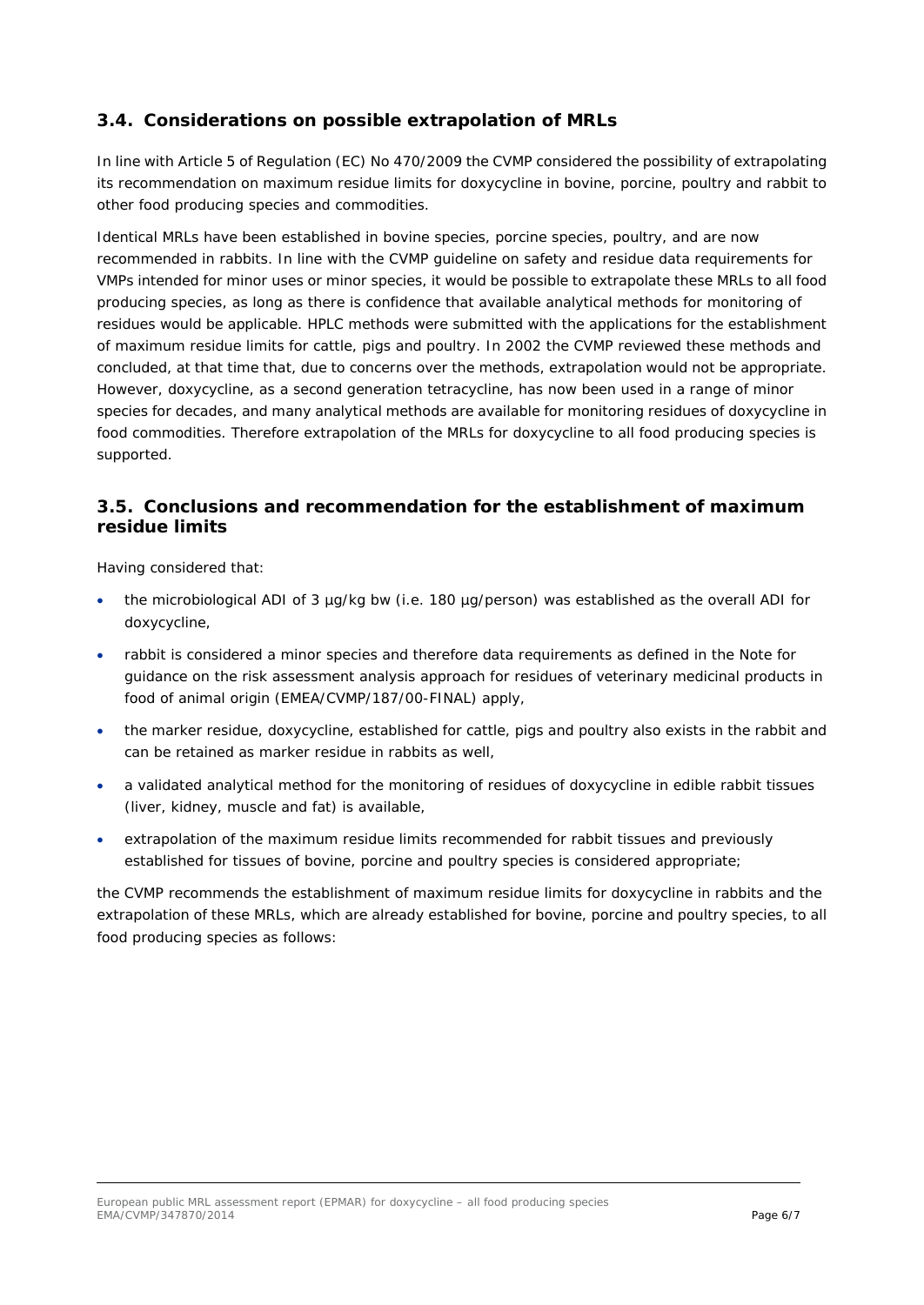## 3.4. Considerations on possible extrapolation of MRLs

In line with Article 5 of Regulation (EC) No 470/2009 the CVMP considered the possibility of extrapolating its recommendation on maximum residue limits for doxycycline in bovine, porcine, poultry and rabbit to other food producing species and commodities.

Identical MRLs have been established in bovine species, porcine species, poultry, and are now recommended in rabbits. In line with the CVMP guideline on safety and residue data requirements for VMPs intended for minor uses or minor species, it would be possible to extrapolate these MRLs to all food producing species, as long as there is confidence that available analytical methods for monitoring of residues would be applicable. HPLC methods were submitted with the applications for the establishment of maximum residue limits for cattle, pigs and poultry. In 2002 the CVMP reviewed these methods and concluded, at that time that, due to concerns over the methods, extrapolation would not be appropriate. However, doxycycline, as a second generation tetracycline, has now been used in a range of minor species for decades, and many analytical methods are available for monitoring residues of doxycycline in food commodities. Therefore extrapolation of the MRLs for doxycycline to all food producing species is supported.

## 3.5. Conclusions and recommendation for the establishment of maximum residue limits

Having considered that:

- the microbiological ADI of 3 µg/kg bw (i.e. 180 µg/person) was established as the overall ADI for doxycycline,
- rabbit is considered a minor species and therefore data requirements as defined in the Note for guidance on the risk assessment analysis approach for residues of veterinary medicinal products in food of animal origin (EMEA/CVMP/187/00-FINAL) apply,
- the marker residue, doxycycline, established for cattle, pigs and poultry also exists in the rabbit and can be retained as marker residue in rabbits as well,
- a validated analytical method for the monitoring of residues of doxycycline in edible rabbit tissues (liver, kidney, muscle and fat) is available,
- extrapolation of the maximum residue limits recommended for rabbit tissues and previously established for tissues of bovine, porcine and poultry species is considered appropriate;

the CVMP recommends the establishment of maximum residue limits for doxycycline in rabbits and the extrapolation of these MRLs, which are already established for bovine, porcine and poultry species, to all food producing species as follows: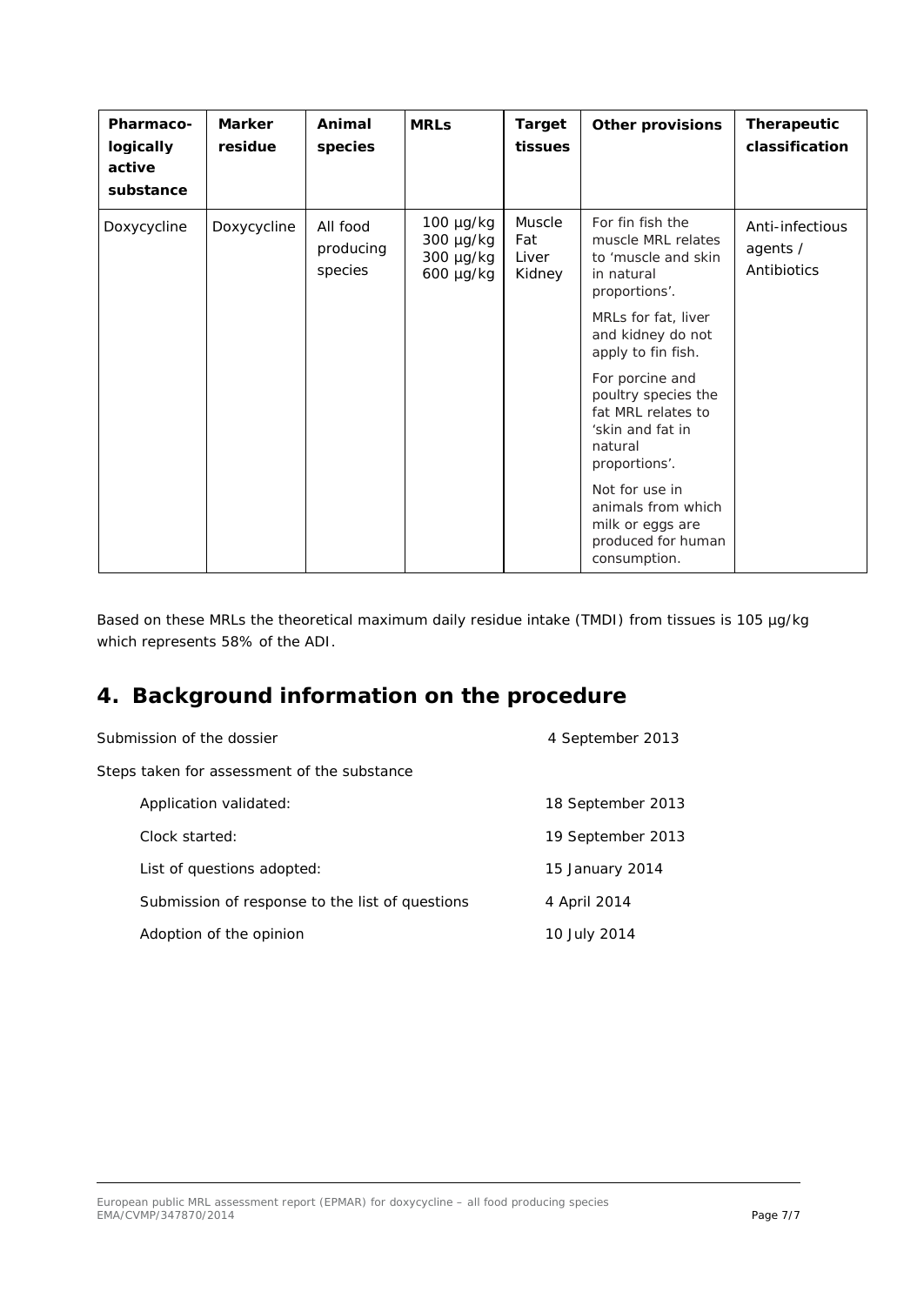| Pharmaco-logically active substance | Marker residue | Animal species | MRLs | Target tissues | Other provisions | Therapeutic classification |
|---|---|---|---|---|---|---|
| Doxycycline | Doxycycline | All food producing species | 100 µg/kg<br>300 µg/kg<br>300 µg/kg<br>600 µg/kg | Muscle<br>Fat<br>Liver<br>Kidney | For fin fish the muscle MRL relates to 'muscle and skin in natural proportions'.<br><br>MRLs for fat, liver and kidney do not apply to fin fish.<br><br>For porcine and poultry species the fat MRL relates to 'skin and fat in natural proportions'.<br><br>Not for use in animals from which milk or eggs are produced for human consumption. | Anti-infectious agents / Antibiotics |

Based on these MRLs the theoretical maximum daily residue intake (TMDI) from tissues is 105 µg/kg which represents 58% of the ADI.

## 4. Background information on the procedure

| | |
|---|---|
| Submission of the dossier | 4 September 2013 |
| Steps taken for assessment of the substance | |
| Application validated: | 18 September 2013 |
| Clock started: | 19 September 2013 |
| List of questions adopted: | 15 January 2014 |
| Submission of response to the list of questions | 4 April 2014 |
| Adoption of the opinion | 10 July 2014 |